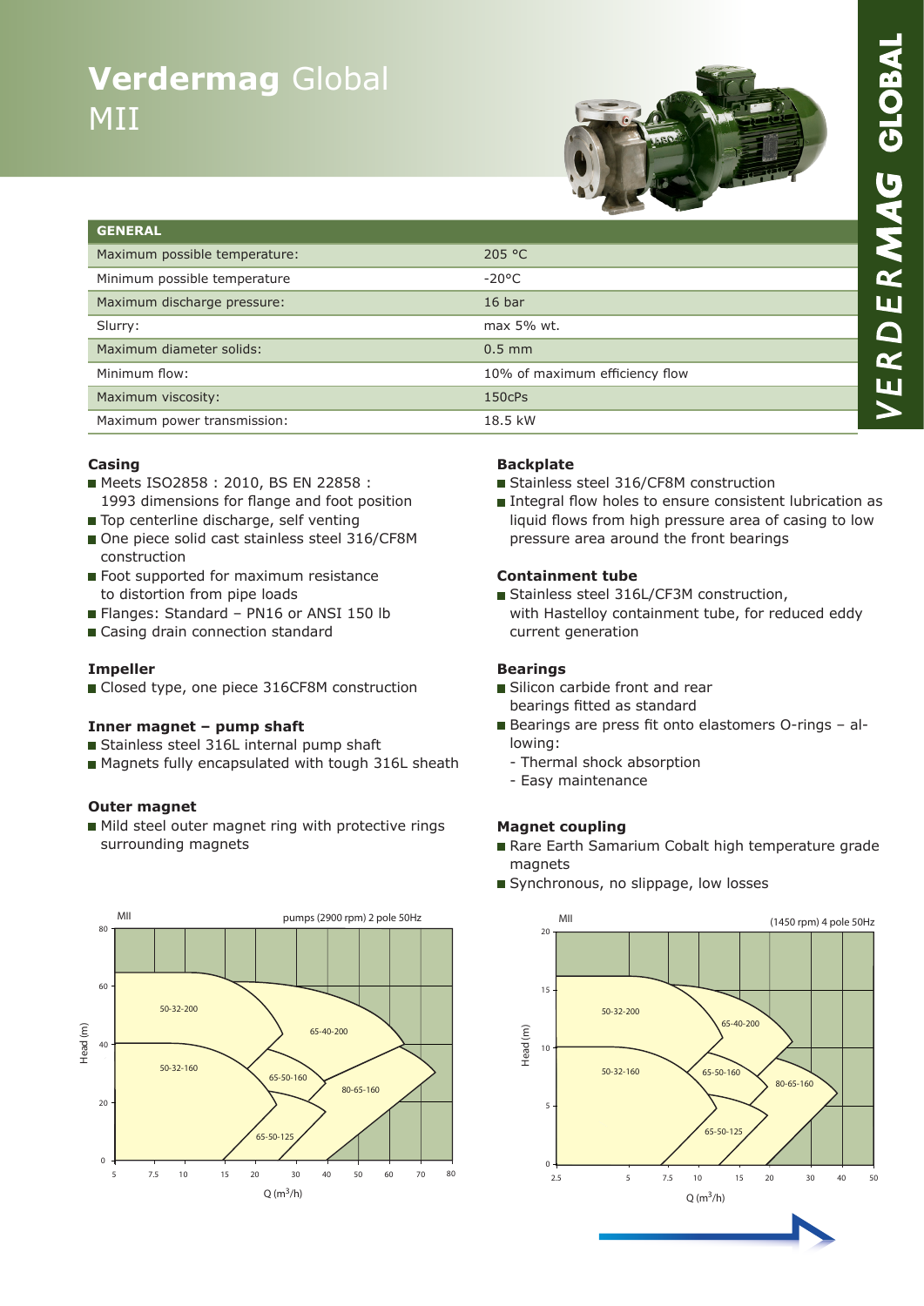# **Verdermag** Global MII

VERDERMAG GLOBAL

| GENERAL | |
|---|---|
| Maximum possible temperature: | 205 °C |
| Minimum possible temperature | -20°C |
| Maximum discharge pressure: | 16 bar |
| Slurry: | max 5% wt. |
| Maximum diameter solids: | 0.5 mm |
| Minimum flow: | 10% of maximum efficiency flow |
| Maximum viscosity: | 150cPs |
| Maximum power transmission: | 18.5 kW |

### Casing

- Meets ISO2858 : 2010, BS EN 22858 : 1993 dimensions for flange and foot position
- Top centerline discharge, self venting
- One piece solid cast stainless steel 316/CF8M construction
- Foot supported for maximum resistance to distortion from pipe loads
- Flanges: Standard – PN16 or ANSI 150 lb
- Casing drain connection standard

### Impeller

- Closed type, one piece 316CF8M construction

### Inner magnet – pump shaft

- Stainless steel 316L internal pump shaft
- Magnets fully encapsulated with tough 316L sheath

### Outer magnet

- Mild steel outer magnet ring with protective rings surrounding magnets

### Backplate

- Stainless steel 316/CF8M construction
- Integral flow holes to ensure consistent lubrication as liquid flows from high pressure area of casing to low pressure area around the front bearings

### Containment tube

- Stainless steel 316L/CF3M construction, with Hastelloy containment tube, for reduced eddy current generation

### Bearings

- Silicon carbide front and rear bearings fitted as standard
- Bearings are press fit onto elastomers O-rings – allowing:
  - Thermal shock absorption
  - Easy maintenance

### Magnet coupling

- Rare Earth Samarium Cobalt high temperature grade magnets
- Synchronous, no slippage, low losses

MII — pumps (2900 rpm) 2 pole 50Hz

Head (m) vs Q ($m^3/h$): 50-32-200, 50-32-160, 65-40-200, 65-50-160, 80-65-160, 65-50-125

MII — (1450 rpm) 4 pole 50Hz

Head (m) vs Q ($m^3/h$): 50-32-200, 50-32-160, 65-40-200, 65-50-160, 80-65-160, 65-50-125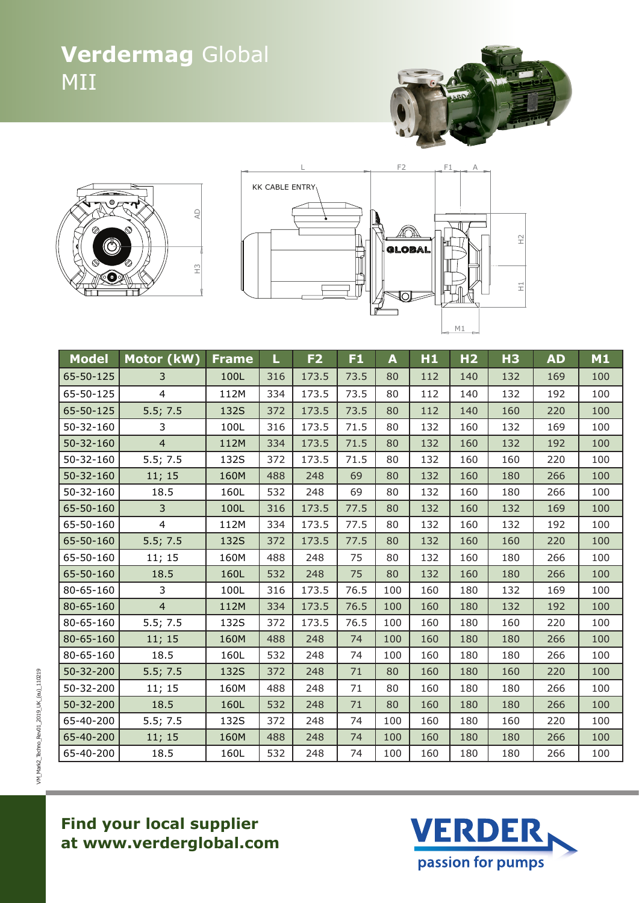# **Verdermag** Global MII

KK CABLE ENTRY

L F2 F1 A

AD H3 H2 H1 M1

GLOBAL

| Model | Motor (kW) | Frame | L | F2 | F1 | A | H1 | H2 | H3 | AD | M1 |
|---|---|---|---|---|---|---|---|---|---|---|---|
| 65-50-125 | 3 | 100L | 316 | 173.5 | 73.5 | 80 | 112 | 140 | 132 | 169 | 100 |
| 65-50-125 | 4 | 112M | 334 | 173.5 | 73.5 | 80 | 112 | 140 | 132 | 192 | 100 |
| 65-50-125 | 5.5; 7.5 | 132S | 372 | 173.5 | 73.5 | 80 | 112 | 140 | 160 | 220 | 100 |
| 50-32-160 | 3 | 100L | 316 | 173.5 | 71.5 | 80 | 132 | 160 | 132 | 169 | 100 |
| 50-32-160 | 4 | 112M | 334 | 173.5 | 71.5 | 80 | 132 | 160 | 132 | 192 | 100 |
| 50-32-160 | 5.5; 7.5 | 132S | 372 | 173.5 | 71.5 | 80 | 132 | 160 | 160 | 220 | 100 |
| 50-32-160 | 11; 15 | 160M | 488 | 248 | 69 | 80 | 132 | 160 | 180 | 266 | 100 |
| 50-32-160 | 18.5 | 160L | 532 | 248 | 69 | 80 | 132 | 160 | 180 | 266 | 100 |
| 65-50-160 | 3 | 100L | 316 | 173.5 | 77.5 | 80 | 132 | 160 | 132 | 169 | 100 |
| 65-50-160 | 4 | 112M | 334 | 173.5 | 77.5 | 80 | 132 | 160 | 132 | 192 | 100 |
| 65-50-160 | 5.5; 7.5 | 132S | 372 | 173.5 | 77.5 | 80 | 132 | 160 | 160 | 220 | 100 |
| 65-50-160 | 11; 15 | 160M | 488 | 248 | 75 | 80 | 132 | 160 | 180 | 266 | 100 |
| 65-50-160 | 18.5 | 160L | 532 | 248 | 75 | 80 | 132 | 160 | 180 | 266 | 100 |
| 80-65-160 | 3 | 100L | 316 | 173.5 | 76.5 | 100 | 160 | 180 | 132 | 169 | 100 |
| 80-65-160 | 4 | 112M | 334 | 173.5 | 76.5 | 100 | 160 | 180 | 132 | 192 | 100 |
| 80-65-160 | 5.5; 7.5 | 132S | 372 | 173.5 | 76.5 | 100 | 160 | 180 | 160 | 220 | 100 |
| 80-65-160 | 11; 15 | 160M | 488 | 248 | 74 | 100 | 160 | 180 | 180 | 266 | 100 |
| 80-65-160 | 18.5 | 160L | 532 | 248 | 74 | 100 | 160 | 180 | 180 | 266 | 100 |
| 50-32-200 | 5.5; 7.5 | 132S | 372 | 248 | 71 | 80 | 160 | 180 | 160 | 220 | 100 |
| 50-32-200 | 11; 15 | 160M | 488 | 248 | 71 | 80 | 160 | 180 | 180 | 266 | 100 |
| 50-32-200 | 18.5 | 160L | 532 | 248 | 71 | 80 | 160 | 180 | 180 | 266 | 100 |
| 65-40-200 | 5.5; 7.5 | 132S | 372 | 248 | 74 | 100 | 160 | 180 | 160 | 220 | 100 |
| 65-40-200 | 11; 15 | 160M | 488 | 248 | 74 | 100 | 160 | 180 | 180 | 266 | 100 |
| 65-40-200 | 18.5 | 160L | 532 | 248 | 74 | 100 | 160 | 180 | 180 | 266 | 100 |

VM_Mark2_Techno_Rev01_2019_UK_(eu)_110219

**Find your local supplier at www.verderglobal.com**

VERDER passion for pumps